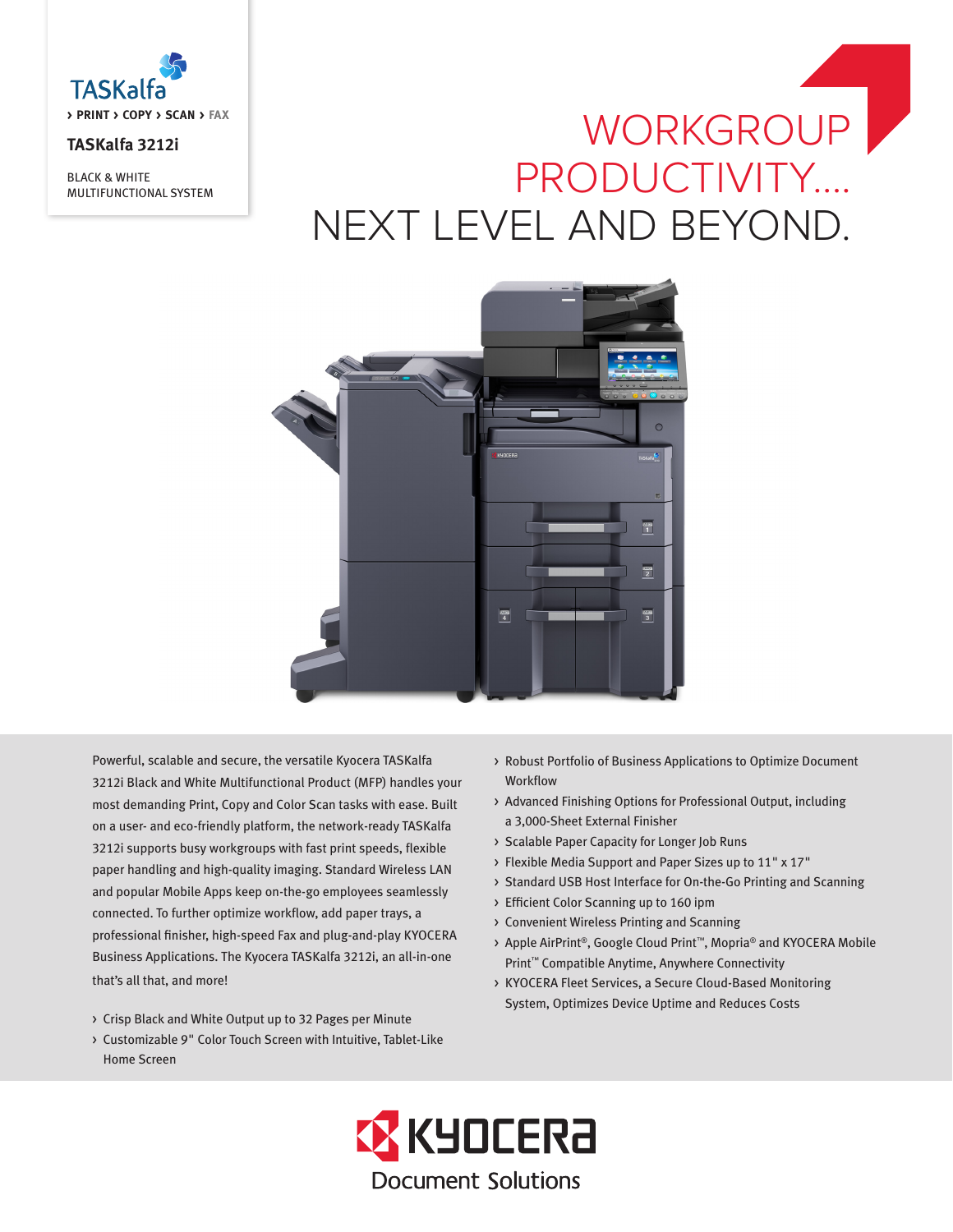TASKalfa

› PRINT › COPY › SCAN › FAX

**TASKalfa 3212i**

BLACK & WHITE
MULTIFUNCTIONAL SYSTEM

# WORKGROUP PRODUCTIVITY.... NEXT LEVEL AND BEYOND.

Powerful, scalable and secure, the versatile Kyocera TASKalfa 3212i Black and White Multifunctional Product (MFP) handles your most demanding Print, Copy and Color Scan tasks with ease. Built on a user- and eco-friendly platform, the network-ready TASKalfa 3212i supports busy workgroups with fast print speeds, flexible paper handling and high-quality imaging. Standard Wireless LAN and popular Mobile Apps keep on-the-go employees seamlessly connected. To further optimize workflow, add paper trays, a professional finisher, high-speed Fax and plug-and-play KYOCERA Business Applications. The Kyocera TASKalfa 3212i, an all-in-one that's all that, and more!

- Crisp Black and White Output up to 32 Pages per Minute
- Customizable 9" Color Touch Screen with Intuitive, Tablet-Like Home Screen
- Robust Portfolio of Business Applications to Optimize Document Workflow
- Advanced Finishing Options for Professional Output, including a 3,000-Sheet External Finisher
- Scalable Paper Capacity for Longer Job Runs
- Flexible Media Support and Paper Sizes up to 11" x 17"
- Standard USB Host Interface for On-the-Go Printing and Scanning
- Efficient Color Scanning up to 160 ipm
- Convenient Wireless Printing and Scanning
- Apple AirPrint®, Google Cloud Print™, Mopria® and KYOCERA Mobile Print™ Compatible Anytime, Anywhere Connectivity
- KYOCERA Fleet Services, a Secure Cloud-Based Monitoring System, Optimizes Device Uptime and Reduces Costs

KYOCERA
Document Solutions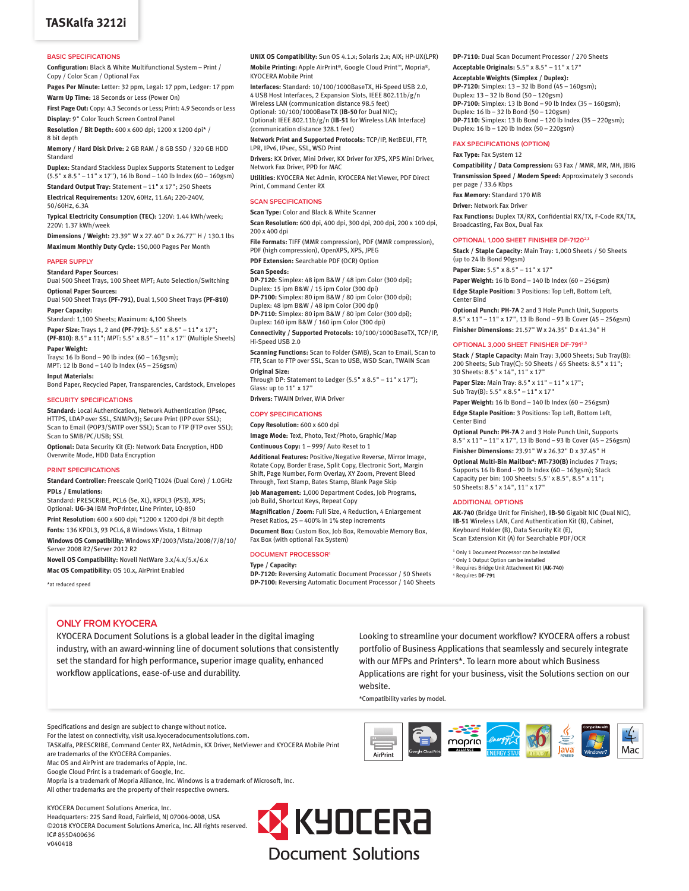# TASKalfa 3212i

## BASIC SPECIFICATIONS

**Configuration:** Black & White Multifunctional System – Print / Copy / Color Scan / Optional Fax

**Pages Per Minute:** Letter: 32 ppm, Legal: 17 ppm, Ledger: 17 ppm

**Warm Up Time:** 18 Seconds or Less (Power On)

**First Page Out:** Copy: 4.3 Seconds or Less; Print: 4.9 Seconds or Less

**Display:** 9" Color Touch Screen Control Panel

**Resolution / Bit Depth:** 600 x 600 dpi; 1200 x 1200 dpi* / 8 bit depth

**Memory / Hard Disk Drive:** 2 GB RAM / 8 GB SSD / 320 GB HDD Standard

**Duplex:** Standard Stackless Duplex Supports Statement to Ledger (5.5" x 8.5" – 11" x 17"), 16 lb Bond – 140 lb Index (60 – 160gsm)

**Standard Output Tray:** Statement – 11" x 17"; 250 Sheets

**Electrical Requirements:** 120V, 60Hz, 11.6A; 220-240V, 50/60Hz, 6.3A

**Typical Electricity Consumption (TEC):** 120V: 1.44 kWh/week; 220V: 1.37 kWh/week

**Dimensions / Weight:** 23.39" W x 27.40" D x 26.77" H / 130.1 lbs

**Maximum Monthly Duty Cycle:** 150,000 Pages Per Month

## PAPER SUPPLY

**Standard Paper Sources:**
Dual 500 Sheet Trays, 100 Sheet MPT; Auto Selection/Switching

**Optional Paper Sources:**
Dual 500 Sheet Trays **(PF-791)**, Dual 1,500 Sheet Trays **(PF-810)**

**Paper Capacity:**
Standard: 1,100 Sheets; Maximum: 4,100 Sheets

**Paper Size:** Trays 1, 2 and **(PF-791)**: 5.5" x 8.5" – 11" x 17"; **(PF-810)**: 8.5" x 11"; MPT: 5.5" x 8.5" – 11" x 17" (Multiple Sheets)

**Paper Weight:**
Trays: 16 lb Bond – 90 lb index (60 – 163gsm);
MPT: 12 lb Bond – 140 lb Index (45 – 256gsm)

**Input Materials:**
Bond Paper, Recycled Paper, Transparencies, Cardstock, Envelopes

## SECURITY SPECIFICATIONS

**Standard:** Local Authentication, Network Authentication (IPsec, HTTPS, LDAP over SSL, SNMPv3); Secure Print (IPP over SSL); Scan to Email (POP3/SMTP over SSL); Scan to FTP (FTP over SSL); Scan to SMB/PC/USB; SSL

**Optional:** Data Security Kit (E): Network Data Encryption, HDD Overwrite Mode, HDD Data Encryption

## PRINT SPECIFICATIONS

**Standard Controller:** Freescale QorIQ T1024 (Dual Core) / 1.0GHz

**PDLs / Emulations:**
Standard: PRESCRIBE, PCL6 (5e, XL), KPDL3 (PS3), XPS;
Optional: **UG-34** IBM ProPrinter, Line Printer, LQ-850

**Print Resolution:** 600 x 600 dpi; *1200 x 1200 dpi /8 bit depth

**Fonts:** 136 KPDL3, 93 PCL6, 8 Windows Vista, 1 Bitmap

**Windows OS Compatibility:** Windows XP/2003/Vista/2008/7/8/10/ Server 2008 R2/Server 2012 R2

**Novell OS Compatibility:** Novell NetWare 3.x/4.x/5.x/6.x

**Mac OS Compatibility:** OS 10.x, AirPrint Enabled

*at reduced speed

**UNIX OS Compatibility:** Sun OS 4.1.x; Solaris 2.x; AIX; HP-UX(LPR)

**Mobile Printing:** Apple AirPrint®, Google Cloud Print™, Mopria®, KYOCERA Mobile Print

**Interfaces:** Standard: 10/100/1000BaseTX, Hi-Speed USB 2.0, 4 USB Host Interfaces, 2 Expansion Slots, IEEE 802.11b/g/n Wireless LAN (communication distance 98.5 feet)
Optional: 10/100/1000BaseTX (**IB-50** for Dual NIC);
Optional: IEEE 802.11b/g/n (**IB-51** for Wireless LAN Interface) (communication distance 328.1 feet)

**Network Print and Supported Protocols:** TCP/IP, NetBEUI, FTP, LPR, IPv6, IPsec, SSL, WSD Print

**Drivers:** KX Driver, Mini Driver, KX Driver for XPS, XPS Mini Driver, Network Fax Driver, PPD for MAC

**Utilities:** KYOCERA Net Admin, KYOCERA Net Viewer, PDF Direct Print, Command Center RX

## SCAN SPECIFICATIONS

**Scan Type:** Color and Black & White Scanner

**Scan Resolution:** 600 dpi, 400 dpi, 300 dpi, 200 dpi, 200 x 100 dpi, 200 x 400 dpi

**File Formats:** TIFF (MMR compression), PDF (MMR compression), PDF (high compression), OpenXPS, XPS, JPEG

**PDF Extension:** Searchable PDF (OCR) Option

**Scan Speeds:**
**DP-7120:** Simplex: 48 ipm B&W / 48 ipm Color (300 dpi);
Duplex: 15 ipm B&W / 15 ipm Color (300 dpi)
**DP-7100:** Simplex: 80 ipm B&W / 80 ipm Color (300 dpi);
Duplex: 48 ipm B&W / 48 ipm Color (300 dpi)
**DP-7110:** Simplex: 80 ipm B&W / 80 ipm Color (300 dpi);
Duplex: 160 ipm B&W / 160 ipm Color (300 dpi)

**Connectivity / Supported Protocols:** 10/100/1000BaseTX, TCP/IP, Hi-Speed USB 2.0

**Scanning Functions:** Scan to Folder (SMB), Scan to Email, Scan to FTP, Scan to FTP over SSL, Scan to USB, WSD Scan, TWAIN Scan

**Original Size:**
Through DP: Statement to Ledger (5.5" x 8.5" – 11" x 17");
Glass: up to 11" x 17"

**Drivers:** TWAIN Driver, WIA Driver

## COPY SPECIFICATIONS

**Copy Resolution:** 600 x 600 dpi

**Image Mode:** Text, Photo, Text/Photo, Graphic/Map

**Continuous Copy:** 1 – 999/ Auto Reset to 1

**Additional Features:** Positive/Negative Reverse, Mirror Image, Rotate Copy, Border Erase, Split Copy, Electronic Sort, Margin Shift, Page Number, Form Overlay, XY Zoom, Prevent Bleed Through, Text Stamp, Bates Stamp, Blank Page Skip

**Job Management:** 1,000 Department Codes, Job Programs, Job Build, Shortcut Keys, Repeat Copy

**Magnification / Zoom:** Full Size, 4 Reduction, 4 Enlargement Preset Ratios, 25 – 400% in 1% step increments

**Document Box:** Custom Box, Job Box, Removable Memory Box, Fax Box (with optional Fax System)

## DOCUMENT PROCESSOR[1]

**Type / Capacity:**
**DP-7120:** Reversing Automatic Document Processor / 50 Sheets
**DP-7100:** Reversing Automatic Document Processor / 140 Sheets
**DP-7110:** Dual Scan Document Processor / 270 Sheets

**Acceptable Originals:** 5.5" x 8.5" – 11" x 17"

**Acceptable Weights (Simplex / Duplex):**
**DP-7120:** Simplex: 13 – 32 lb Bond (45 – 160gsm);
Duplex: 13 – 32 lb Bond (50 – 120gsm)
**DP-7100:** Simplex: 13 lb Bond – 90 lb Index (35 – 160gsm);
Duplex: 16 lb – 32 lb Bond (50 – 120gsm)
**DP-7110:** Simplex: 13 lb Bond – 120 lb Index (35 – 220gsm);
Duplex: 16 lb – 120 lb Index (50 – 220gsm)

## FAX SPECIFICATIONS (OPTION)

**Fax Type:** Fax System 12

**Compatibility / Data Compression:** G3 Fax / MMR, MR, MH, JBIG

**Transmission Speed / Modem Speed:** Approximately 3 seconds per page / 33.6 Kbps

**Fax Memory:** Standard 170 MB

**Driver:** Network Fax Driver

**Fax Functions:** Duplex TX/RX, Confidential RX/TX, F-Code RX/TX, Broadcasting, Fax Box, Dual Fax

## OPTIONAL 1,000 SHEET FINISHER DF-7120[2,3]

**Stack / Staple Capacity:** Main Tray: 1,000 Sheets / 50 Sheets (up to 24 lb Bond 90gsm)

**Paper Size:** 5.5" x 8.5" – 11" x 17"

**Paper Weight:** 16 lb Bond – 140 lb Index (60 – 256gsm)

**Edge Staple Position:** 3 Positions: Top Left, Bottom Left, Center Bind

**Optional Punch: PH-7A** 2 and 3 Hole Punch Unit, Supports 8.5" x 11" – 11" x 17", 13 lb Bond – 93 lb Cover (45 – 256gsm)

**Finisher Dimensions:** 21.57" W x 24.35" D x 41.34" H

## OPTIONAL 3,000 SHEET FINISHER DF-791[2,3]

**Stack / Staple Capacity:** Main Tray: 3,000 Sheets; Sub Tray(B): 200 Sheets; Sub Tray(C): 50 Sheets / 65 Sheets: 8.5" x 11"; 30 Sheets: 8.5" x 14", 11" x 17"

**Paper Size:** Main Tray: 8.5" x 11" – 11" x 17";
Sub Tray(B): 5.5" x 8.5" – 11" x 17"

**Paper Weight:** 16 lb Bond – 140 lb Index (60 – 256gsm)

**Edge Staple Position:** 3 Positions: Top Left, Bottom Left, Center Bind

**Optional Punch: PH-7A** 2 and 3 Hole Punch Unit, Supports 8.5" x 11" – 11" x 17", 13 lb Bond – 93 lb Cover (45 – 256gsm)

**Finisher Dimensions:** 23.91" W x 26.32" D x 37.45" H

**Optional Multi-Bin Mailbox[4]: MT-730(B)** includes 7 Trays; Supports 16 lb Bond – 90 lb Index (60 – 163gsm); Stack Capacity per bin: 100 Sheets: 5.5" x 8.5", 8.5" x 11"; 50 Sheets: 8.5" x 14", 11" x 17"

## ADDITIONAL OPTIONS

**AK-740** (Bridge Unit for Finisher), **IB-50** Gigabit NIC (Dual NIC), **IB-51** Wireless LAN, Card Authentication Kit (B), Cabinet, Keyboard Holder (B), Data Security Kit (E), Scan Extension Kit (A) for Searchable PDF/OCR

[1] Only 1 Document Processor can be installed
[2] Only 1 Output Option can be installed
[3] Requires Bridge Unit Attachment Kit (**AK-740**)
[4] Requires **DF-791**

## ONLY FROM KYOCERA

KYOCERA Document Solutions is a global leader in the digital imaging industry, with an award-winning line of document solutions that consistently set the standard for high performance, superior image quality, enhanced workflow applications, ease-of-use and durability.

Looking to streamline your document workflow? KYOCERA offers a robust portfolio of Business Applications that seamlessly and securely integrate with our MFPs and Printers*. To learn more about which Business Applications are right for your business, visit the Solutions section on our website.

*Compatibility varies by model.

Specifications and design are subject to change without notice.
For the latest on connectivity, visit usa.kyoceradocumentsolutions.com.
TASKalfa, PRESCRIBE, Command Center RX, NetAdmin, KX Driver, NetViewer and KYOCERA Mobile Print are trademarks of the KYOCERA Companies.
Mac OS and AirPrint are trademarks of Apple, Inc.
Google Cloud Print is a trademark of Google, Inc.
Mopria is a trademark of Mopria Alliance, Inc. Windows is a trademark of Microsoft, Inc.
All other trademarks are the property of their respective owners.

AirPrint
Google Cloud Print
mopria ALLIANCE
ENERGY STAR
IPv6 READY
Java POWERED
Compatible with Windows 7
Mac

KYOCERA Document Solutions America, Inc.
Headquarters: 225 Sand Road, Fairfield, NJ 07004-0008, USA
©2018 KYOCERA Document Solutions America, Inc. All rights reserved.
IC# 855D400636
v040418

KYOCERA Document Solutions